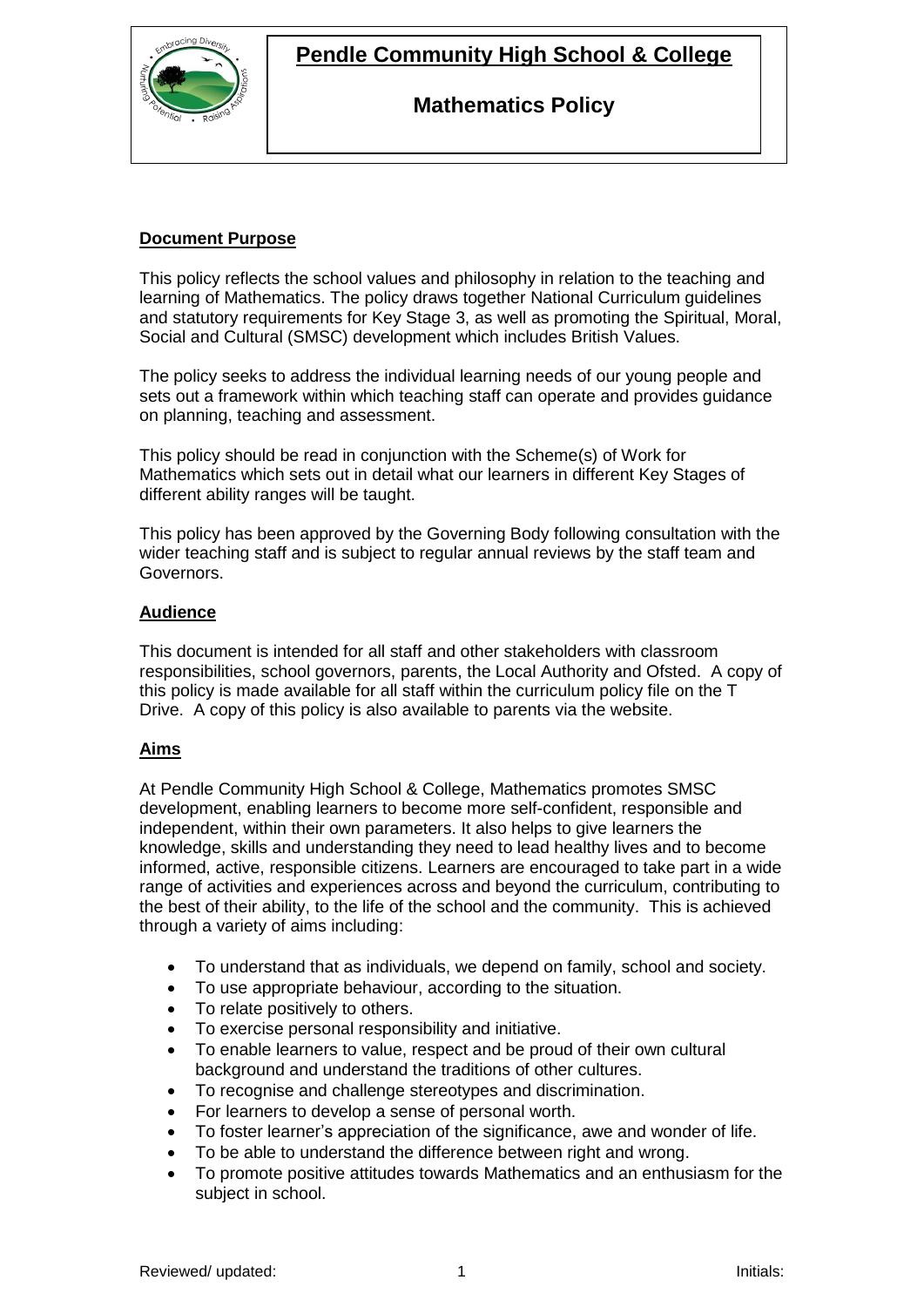# Pendle Community High School & College

## Mathematics Policy

**Document Purpose**

This policy reflects the school values and philosophy in relation to the teaching and learning of Mathematics. The policy draws together National Curriculum guidelines and statutory requirements for Key Stage 3, as well as promoting the Spiritual, Moral, Social and Cultural (SMSC) development which includes British Values.

The policy seeks to address the individual learning needs of our young people and sets out a framework within which teaching staff can operate and provides guidance on planning, teaching and assessment.

This policy should be read in conjunction with the Scheme(s) of Work for Mathematics which sets out in detail what our learners in different Key Stages of different ability ranges will be taught.

This policy has been approved by the Governing Body following consultation with the wider teaching staff and is subject to regular annual reviews by the staff team and Governors.

**Audience**

This document is intended for all staff and other stakeholders with classroom responsibilities, school governors, parents, the Local Authority and Ofsted. A copy of this policy is made available for all staff within the curriculum policy file on the T Drive. A copy of this policy is also available to parents via the website.

**Aims**

At Pendle Community High School & College, Mathematics promotes SMSC development, enabling learners to become more self-confident, responsible and independent, within their own parameters. It also helps to give learners the knowledge, skills and understanding they need to lead healthy lives and to become informed, active, responsible citizens. Learners are encouraged to take part in a wide range of activities and experiences across and beyond the curriculum, contributing to the best of their ability, to the life of the school and the community. This is achieved through a variety of aims including:

- To understand that as individuals, we depend on family, school and society.
- To use appropriate behaviour, according to the situation.
- To relate positively to others.
- To exercise personal responsibility and initiative.
- To enable learners to value, respect and be proud of their own cultural background and understand the traditions of other cultures.
- To recognise and challenge stereotypes and discrimination.
- For learners to develop a sense of personal worth.
- To foster learner's appreciation of the significance, awe and wonder of life.
- To be able to understand the difference between right and wrong.
- To promote positive attitudes towards Mathematics and an enthusiasm for the subject in school.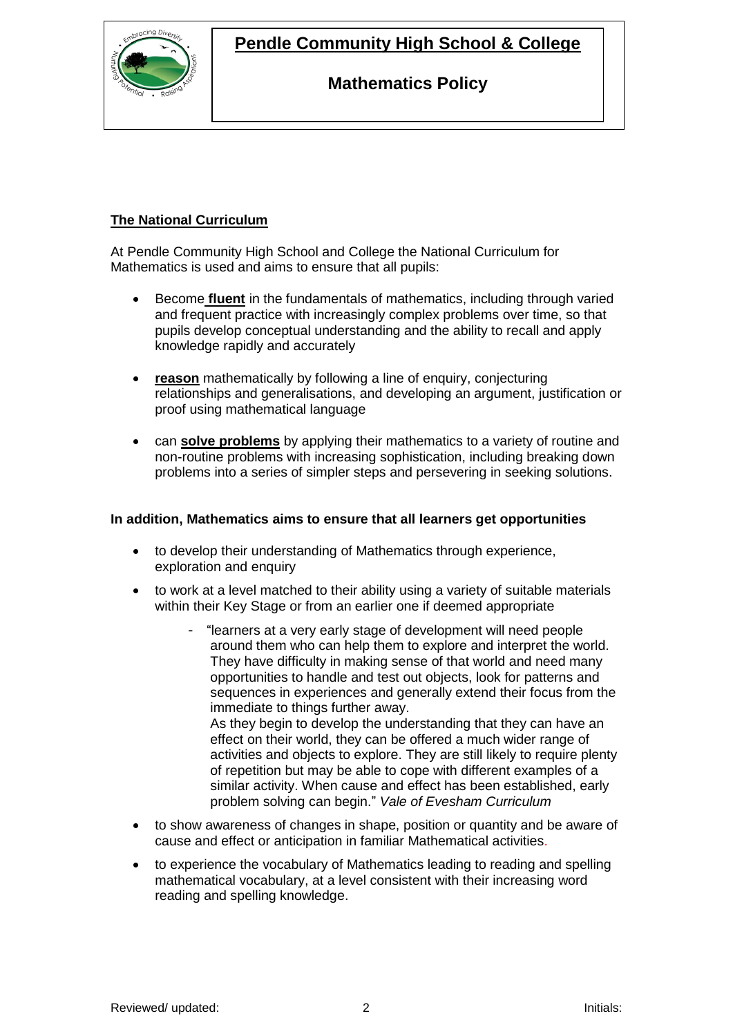# Pendle Community High School & College

## Mathematics Policy

### The National Curriculum

At Pendle Community High School and College the National Curriculum for Mathematics is used and aims to ensure that all pupils:

- Become **fluent** in the fundamentals of mathematics, including through varied and frequent practice with increasingly complex problems over time, so that pupils develop conceptual understanding and the ability to recall and apply knowledge rapidly and accurately
- **reason** mathematically by following a line of enquiry, conjecturing relationships and generalisations, and developing an argument, justification or proof using mathematical language
- can **solve problems** by applying their mathematics to a variety of routine and non-routine problems with increasing sophistication, including breaking down problems into a series of simpler steps and persevering in seeking solutions.

**In addition, Mathematics aims to ensure that all learners get opportunities**

- to develop their understanding of Mathematics through experience, exploration and enquiry
- to work at a level matched to their ability using a variety of suitable materials within their Key Stage or from an earlier one if deemed appropriate
  - "learners at a very early stage of development will need people around them who can help them to explore and interpret the world. They have difficulty in making sense of that world and need many opportunities to handle and test out objects, look for patterns and sequences in experiences and generally extend their focus from the immediate to things further away.
    As they begin to develop the understanding that they can have an effect on their world, they can be offered a much wider range of activities and objects to explore. They are still likely to require plenty of repetition but may be able to cope with different examples of a similar activity. When cause and effect has been established, early problem solving can begin." *Vale of Evesham Curriculum*
- to show awareness of changes in shape, position or quantity and be aware of cause and effect or anticipation in familiar Mathematical activities.
- to experience the vocabulary of Mathematics leading to reading and spelling mathematical vocabulary, at a level consistent with their increasing word reading and spelling knowledge.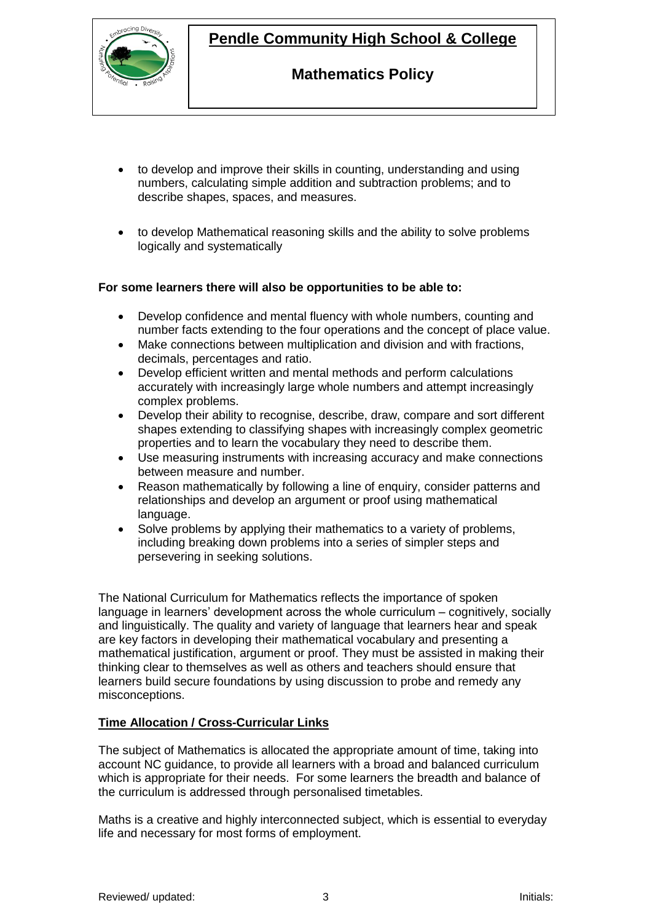- to develop and improve their skills in counting, understanding and using numbers, calculating simple addition and subtraction problems; and to describe shapes, spaces, and measures.

- to develop Mathematical reasoning skills and the ability to solve problems logically and systematically

**For some learners there will also be opportunities to be able to:**

- Develop confidence and mental fluency with whole numbers, counting and number facts extending to the four operations and the concept of place value.
- Make connections between multiplication and division and with fractions, decimals, percentages and ratio.
- Develop efficient written and mental methods and perform calculations accurately with increasingly large whole numbers and attempt increasingly complex problems.
- Develop their ability to recognise, describe, draw, compare and sort different shapes extending to classifying shapes with increasingly complex geometric properties and to learn the vocabulary they need to describe them.
- Use measuring instruments with increasing accuracy and make connections between measure and number.
- Reason mathematically by following a line of enquiry, consider patterns and relationships and develop an argument or proof using mathematical language.
- Solve problems by applying their mathematics to a variety of problems, including breaking down problems into a series of simpler steps and persevering in seeking solutions.

The National Curriculum for Mathematics reflects the importance of spoken language in learners' development across the whole curriculum – cognitively, socially and linguistically. The quality and variety of language that learners hear and speak are key factors in developing their mathematical vocabulary and presenting a mathematical justification, argument or proof. They must be assisted in making their thinking clear to themselves as well as others and teachers should ensure that learners build secure foundations by using discussion to probe and remedy any misconceptions.

## Time Allocation / Cross-Curricular Links

The subject of Mathematics is allocated the appropriate amount of time, taking into account NC guidance, to provide all learners with a broad and balanced curriculum which is appropriate for their needs. For some learners the breadth and balance of the curriculum is addressed through personalised timetables.

Maths is a creative and highly interconnected subject, which is essential to everyday life and necessary for most forms of employment.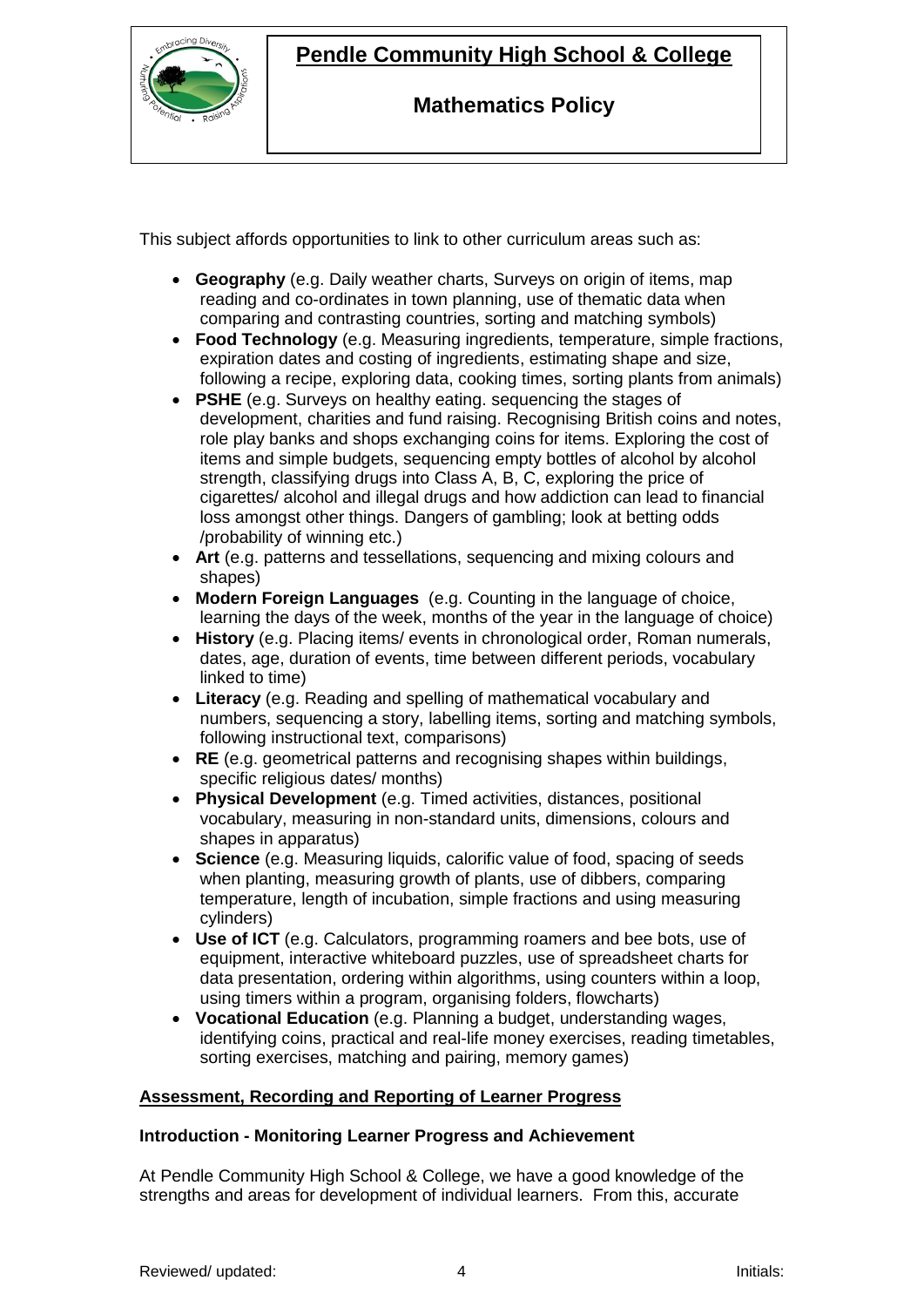This subject affords opportunities to link to other curriculum areas such as:

- **Geography** (e.g. Daily weather charts, Surveys on origin of items, map reading and co-ordinates in town planning, use of thematic data when comparing and contrasting countries, sorting and matching symbols)
- **Food Technology** (e.g. Measuring ingredients, temperature, simple fractions, expiration dates and costing of ingredients, estimating shape and size, following a recipe, exploring data, cooking times, sorting plants from animals)
- **PSHE** (e.g. Surveys on healthy eating. sequencing the stages of development, charities and fund raising. Recognising British coins and notes, role play banks and shops exchanging coins for items. Exploring the cost of items and simple budgets, sequencing empty bottles of alcohol by alcohol strength, classifying drugs into Class A, B, C, exploring the price of cigarettes/ alcohol and illegal drugs and how addiction can lead to financial loss amongst other things. Dangers of gambling; look at betting odds /probability of winning etc.)
- **Art** (e.g. patterns and tessellations, sequencing and mixing colours and shapes)
- **Modern Foreign Languages** (e.g. Counting in the language of choice, learning the days of the week, months of the year in the language of choice)
- **History** (e.g. Placing items/ events in chronological order, Roman numerals, dates, age, duration of events, time between different periods, vocabulary linked to time)
- **Literacy** (e.g. Reading and spelling of mathematical vocabulary and numbers, sequencing a story, labelling items, sorting and matching symbols, following instructional text, comparisons)
- **RE** (e.g. geometrical patterns and recognising shapes within buildings, specific religious dates/ months)
- **Physical Development** (e.g. Timed activities, distances, positional vocabulary, measuring in non-standard units, dimensions, colours and shapes in apparatus)
- **Science** (e.g. Measuring liquids, calorific value of food, spacing of seeds when planting, measuring growth of plants, use of dibbers, comparing temperature, length of incubation, simple fractions and using measuring cylinders)
- **Use of ICT** (e.g. Calculators, programming roamers and bee bots, use of equipment, interactive whiteboard puzzles, use of spreadsheet charts for data presentation, ordering within algorithms, using counters within a loop, using timers within a program, organising folders, flowcharts)
- **Vocational Education** (e.g. Planning a budget, understanding wages, identifying coins, practical and real-life money exercises, reading timetables, sorting exercises, matching and pairing, memory games)

## Assessment, Recording and Reporting of Learner Progress

### Introduction - Monitoring Learner Progress and Achievement

At Pendle Community High School & College, we have a good knowledge of the strengths and areas for development of individual learners. From this, accurate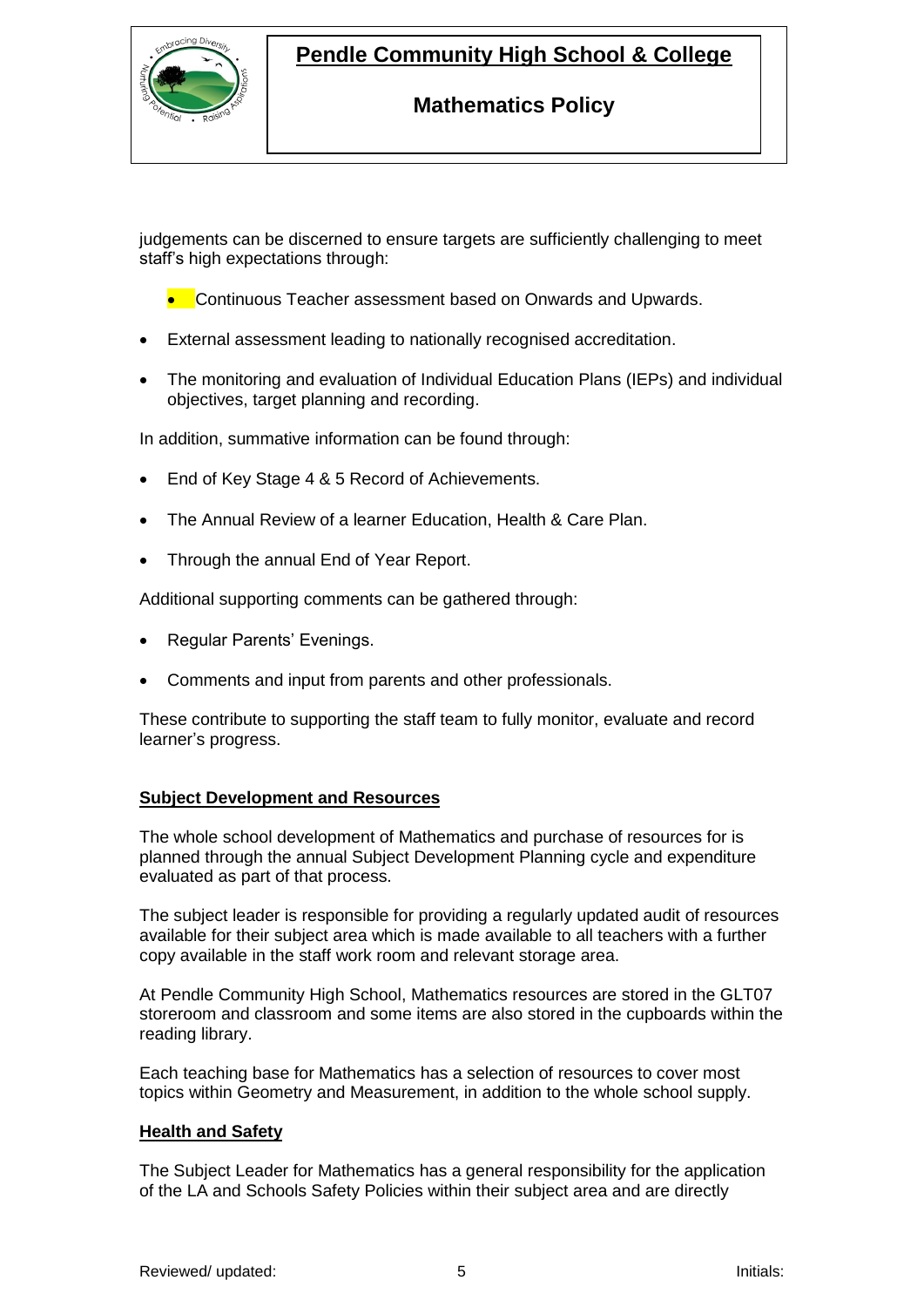judgements can be discerned to ensure targets are sufficiently challenging to meet staff's high expectations through:

- Continuous Teacher assessment based on Onwards and Upwards.
- External assessment leading to nationally recognised accreditation.
- The monitoring and evaluation of Individual Education Plans (IEPs) and individual objectives, target planning and recording.

In addition, summative information can be found through:

- End of Key Stage 4 & 5 Record of Achievements.
- The Annual Review of a learner Education, Health & Care Plan.
- Through the annual End of Year Report.

Additional supporting comments can be gathered through:

- Regular Parents' Evenings.
- Comments and input from parents and other professionals.

These contribute to supporting the staff team to fully monitor, evaluate and record learner's progress.

## Subject Development and Resources

The whole school development of Mathematics and purchase of resources for is planned through the annual Subject Development Planning cycle and expenditure evaluated as part of that process.

The subject leader is responsible for providing a regularly updated audit of resources available for their subject area which is made available to all teachers with a further copy available in the staff work room and relevant storage area.

At Pendle Community High School, Mathematics resources are stored in the GLT07 storeroom and classroom and some items are also stored in the cupboards within the reading library.

Each teaching base for Mathematics has a selection of resources to cover most topics within Geometry and Measurement, in addition to the whole school supply.

## Health and Safety

The Subject Leader for Mathematics has a general responsibility for the application of the LA and Schools Safety Policies within their subject area and are directly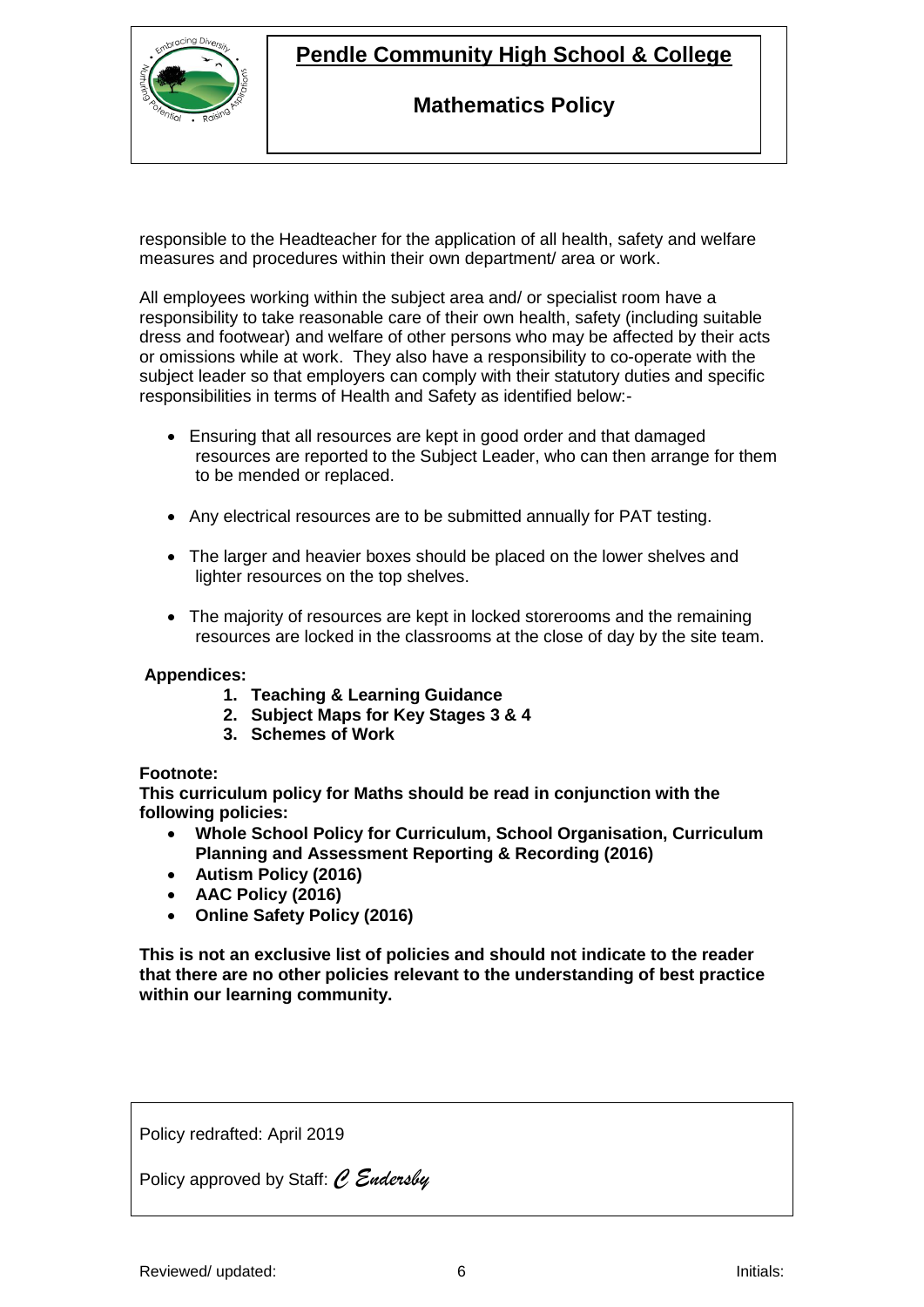responsible to the Headteacher for the application of all health, safety and welfare measures and procedures within their own department/ area or work.

All employees working within the subject area and/ or specialist room have a responsibility to take reasonable care of their own health, safety (including suitable dress and footwear) and welfare of other persons who may be affected by their acts or omissions while at work. They also have a responsibility to co-operate with the subject leader so that employers can comply with their statutory duties and specific responsibilities in terms of Health and Safety as identified below:-

- Ensuring that all resources are kept in good order and that damaged resources are reported to the Subject Leader, who can then arrange for them to be mended or replaced.
- Any electrical resources are to be submitted annually for PAT testing.
- The larger and heavier boxes should be placed on the lower shelves and lighter resources on the top shelves.
- The majority of resources are kept in locked storerooms and the remaining resources are locked in the classrooms at the close of day by the site team.

**Appendices:**

1. **Teaching & Learning Guidance**
2. **Subject Maps for Key Stages 3 & 4**
3. **Schemes of Work**

**Footnote:**

**This curriculum policy for Maths should be read in conjunction with the following policies:**

- **Whole School Policy for Curriculum, School Organisation, Curriculum Planning and Assessment Reporting & Recording (2016)**
- **Autism Policy (2016)**
- **AAC Policy (2016)**
- **Online Safety Policy (2016)**

**This is not an exclusive list of policies and should not indicate to the reader that there are no other policies relevant to the understanding of best practice within our learning community.**

Policy redrafted: April 2019

Policy approved by Staff: *C Endersby*

Reviewed/ updated: Initials: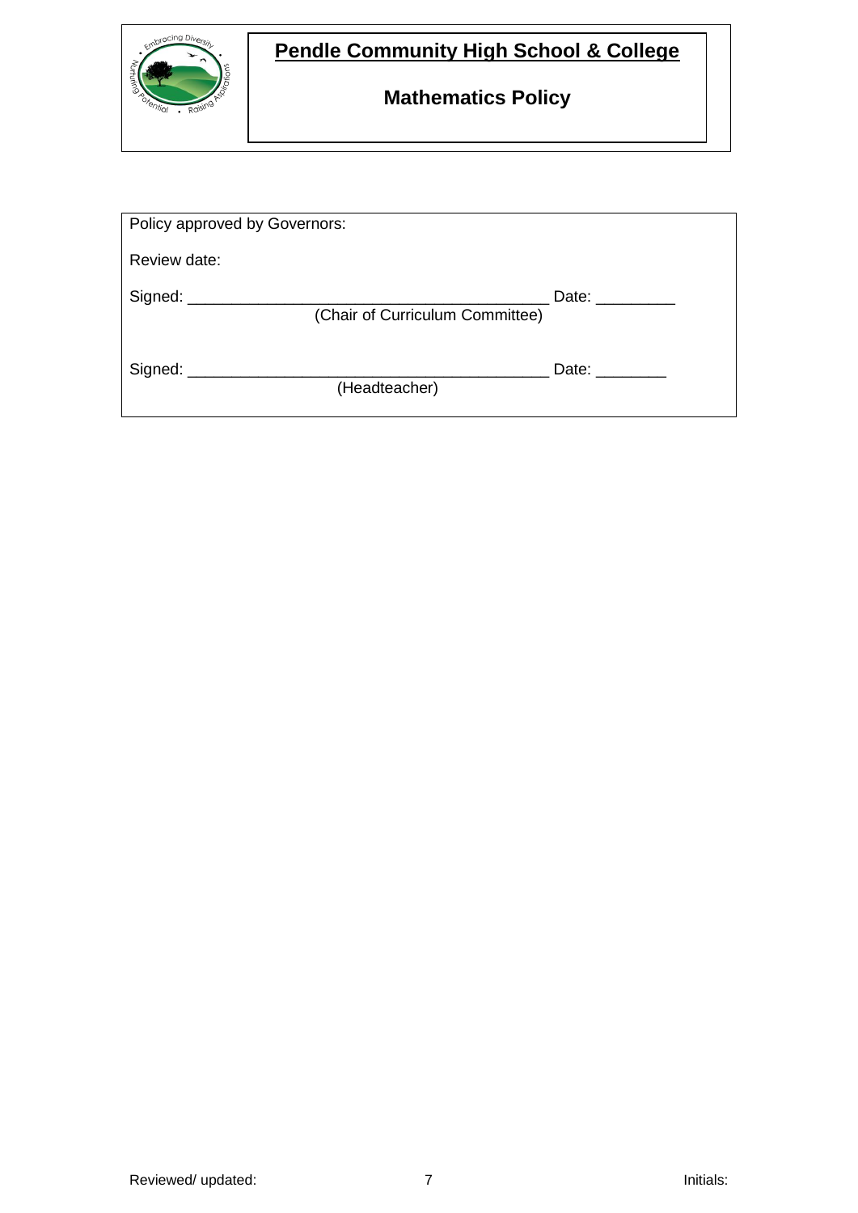**Pendle Community High School & College**

**Mathematics Policy**

Policy approved by Governors:

Review date:

Signed: ________________________________________ Date: _________
(Chair of Curriculum Committee)

Signed: ________________________________________ Date: ________
(Headteacher)

Reviewed/ updated: Initials: